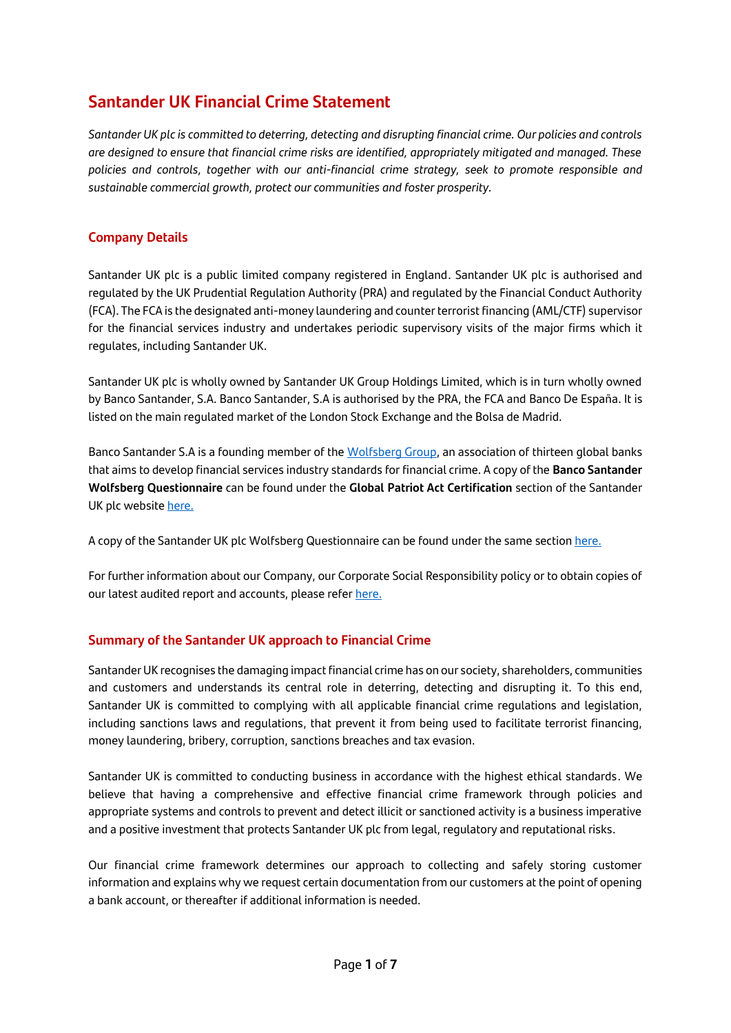# Santander UK Financial Crime Statement

*Santander UK plc is committed to deterring, detecting and disrupting financial crime. Our policies and controls are designed to ensure that financial crime risks are identified, appropriately mitigated and managed. These policies and controls, together with our anti-financial crime strategy, seek to promote responsible and sustainable commercial growth, protect our communities and foster prosperity.*

## Company Details

Santander UK plc is a public limited company registered in England. Santander UK plc is authorised and regulated by the UK Prudential Regulation Authority (PRA) and regulated by the Financial Conduct Authority (FCA). The FCA is the designated anti-money laundering and counter terrorist financing (AML/CTF) supervisor for the financial services industry and undertakes periodic supervisory visits of the major firms which it regulates, including Santander UK.

Santander UK plc is wholly owned by Santander UK Group Holdings Limited, which is in turn wholly owned by Banco Santander, S.A. Banco Santander, S.A is authorised by the PRA, the FCA and Banco De España. It is listed on the main regulated market of the London Stock Exchange and the Bolsa de Madrid.

Banco Santander S.A is a founding member of the Wolfsberg Group, an association of thirteen global banks that aims to develop financial services industry standards for financial crime. A copy of the **Banco Santander Wolfsberg Questionnaire** can be found under the **Global Patriot Act Certification** section of the Santander UK plc website here.

A copy of the Santander UK plc Wolfsberg Questionnaire can be found under the same section here.

For further information about our Company, our Corporate Social Responsibility policy or to obtain copies of our latest audited report and accounts, please refer here.

## Summary of the Santander UK approach to Financial Crime

Santander UK recognises the damaging impact financial crime has on our society, shareholders, communities and customers and understands its central role in deterring, detecting and disrupting it. To this end, Santander UK is committed to complying with all applicable financial crime regulations and legislation, including sanctions laws and regulations, that prevent it from being used to facilitate terrorist financing, money laundering, bribery, corruption, sanctions breaches and tax evasion.

Santander UK is committed to conducting business in accordance with the highest ethical standards. We believe that having a comprehensive and effective financial crime framework through policies and appropriate systems and controls to prevent and detect illicit or sanctioned activity is a business imperative and a positive investment that protects Santander UK plc from legal, regulatory and reputational risks.

Our financial crime framework determines our approach to collecting and safely storing customer information and explains why we request certain documentation from our customers at the point of opening a bank account, or thereafter if additional information is needed.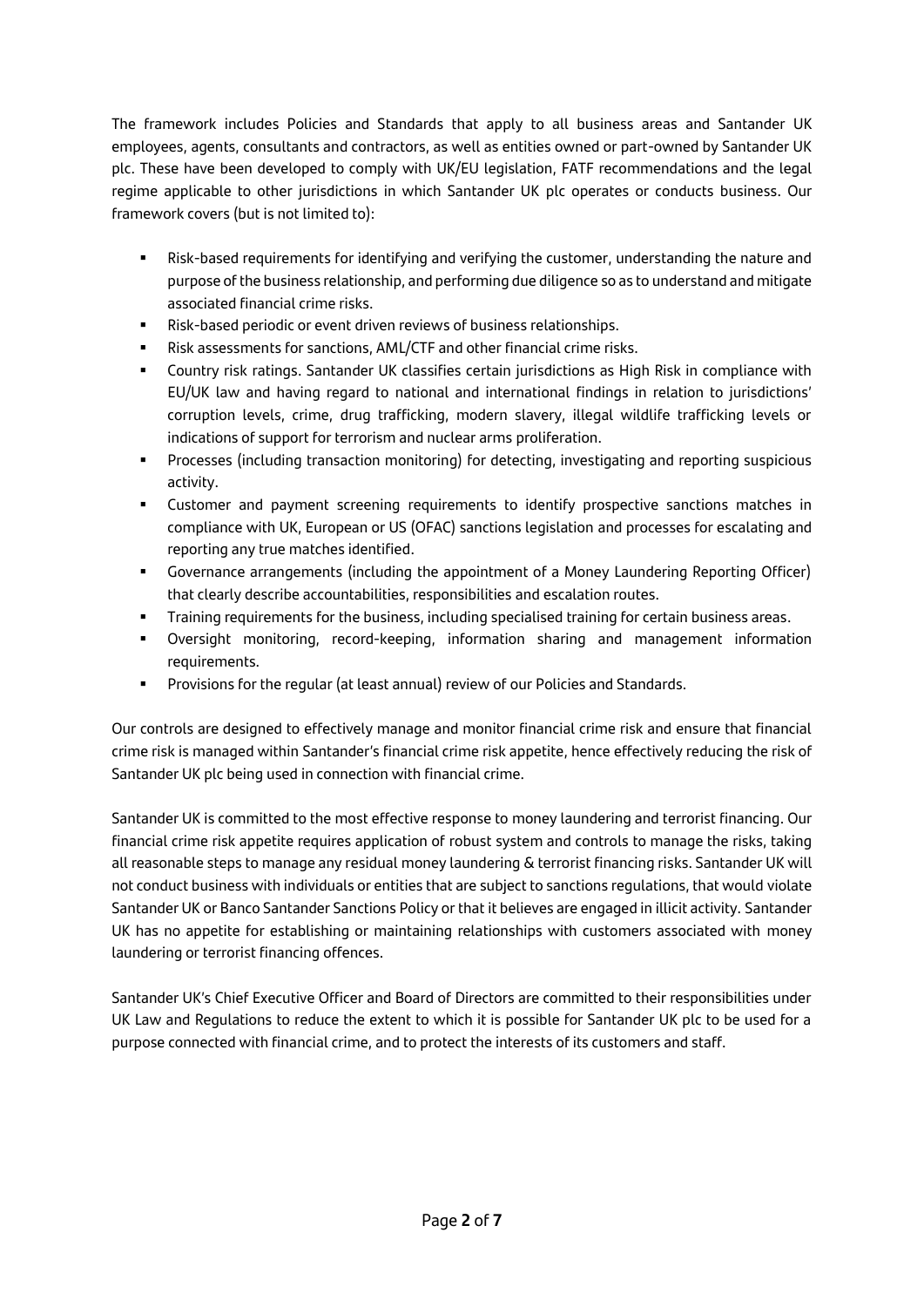The framework includes Policies and Standards that apply to all business areas and Santander UK employees, agents, consultants and contractors, as well as entities owned or part-owned by Santander UK plc. These have been developed to comply with UK/EU legislation, FATF recommendations and the legal regime applicable to other jurisdictions in which Santander UK plc operates or conducts business. Our framework covers (but is not limited to):

- Risk-based requirements for identifying and verifying the customer, understanding the nature and purpose of the business relationship, and performing due diligence so as to understand and mitigate associated financial crime risks.
- Risk-based periodic or event driven reviews of business relationships.
- Risk assessments for sanctions, AML/CTF and other financial crime risks.
- Country risk ratings. Santander UK classifies certain jurisdictions as High Risk in compliance with EU/UK law and having regard to national and international findings in relation to jurisdictions' corruption levels, crime, drug trafficking, modern slavery, illegal wildlife trafficking levels or indications of support for terrorism and nuclear arms proliferation.
- Processes (including transaction monitoring) for detecting, investigating and reporting suspicious activity.
- Customer and payment screening requirements to identify prospective sanctions matches in compliance with UK, European or US (OFAC) sanctions legislation and processes for escalating and reporting any true matches identified.
- Governance arrangements (including the appointment of a Money Laundering Reporting Officer) that clearly describe accountabilities, responsibilities and escalation routes.
- Training requirements for the business, including specialised training for certain business areas.
- Oversight monitoring, record-keeping, information sharing and management information requirements.
- Provisions for the regular (at least annual) review of our Policies and Standards.

Our controls are designed to effectively manage and monitor financial crime risk and ensure that financial crime risk is managed within Santander's financial crime risk appetite, hence effectively reducing the risk of Santander UK plc being used in connection with financial crime.

Santander UK is committed to the most effective response to money laundering and terrorist financing. Our financial crime risk appetite requires application of robust system and controls to manage the risks, taking all reasonable steps to manage any residual money laundering & terrorist financing risks. Santander UK will not conduct business with individuals or entities that are subject to sanctions regulations, that would violate Santander UK or Banco Santander Sanctions Policy or that it believes are engaged in illicit activity. Santander UK has no appetite for establishing or maintaining relationships with customers associated with money laundering or terrorist financing offences.

Santander UK's Chief Executive Officer and Board of Directors are committed to their responsibilities under UK Law and Regulations to reduce the extent to which it is possible for Santander UK plc to be used for a purpose connected with financial crime, and to protect the interests of its customers and staff.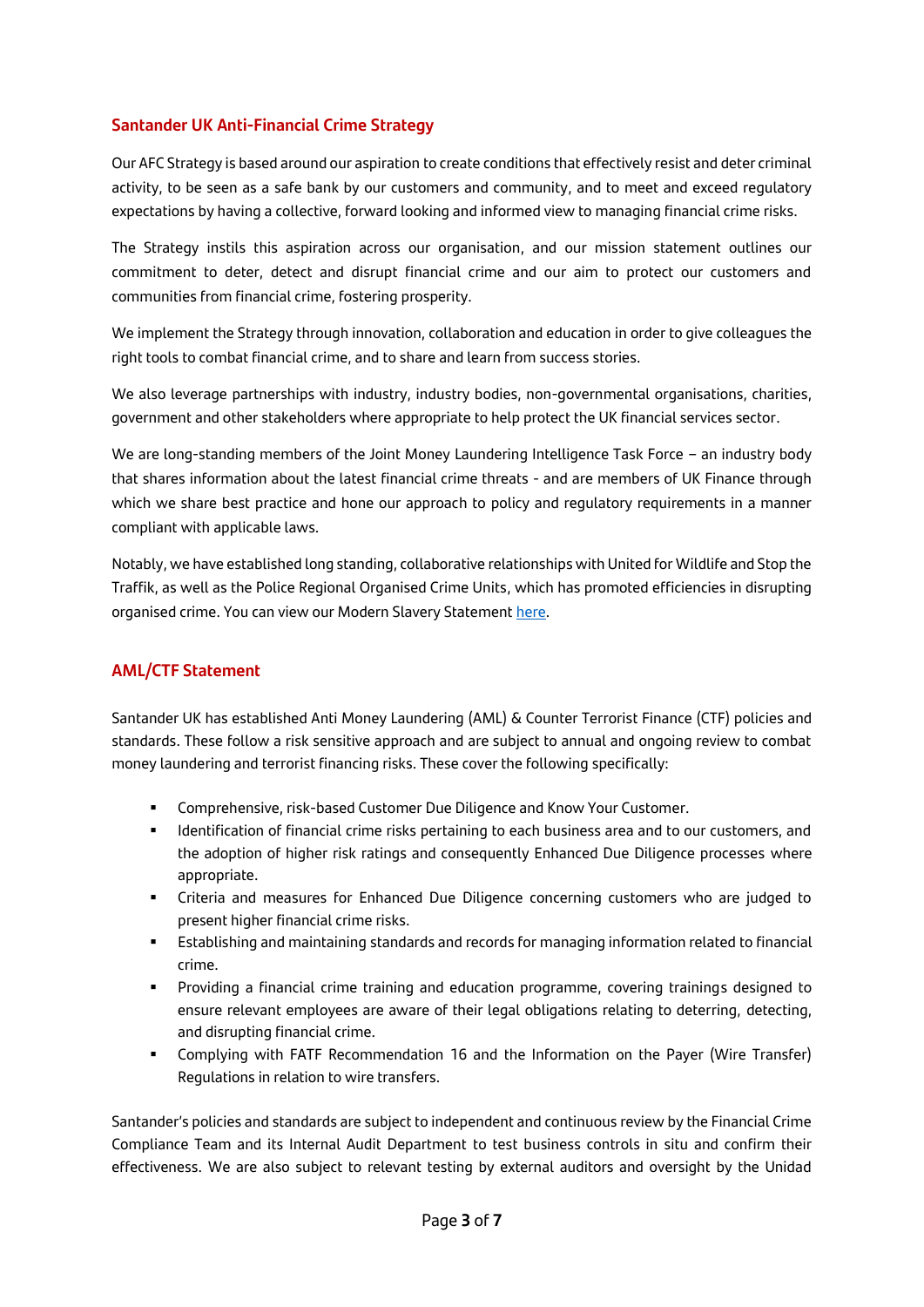## Santander UK Anti-Financial Crime Strategy

Our AFC Strategy is based around our aspiration to create conditions that effectively resist and deter criminal activity, to be seen as a safe bank by our customers and community, and to meet and exceed regulatory expectations by having a collective, forward looking and informed view to managing financial crime risks.

The Strategy instils this aspiration across our organisation, and our mission statement outlines our commitment to deter, detect and disrupt financial crime and our aim to protect our customers and communities from financial crime, fostering prosperity.

We implement the Strategy through innovation, collaboration and education in order to give colleagues the right tools to combat financial crime, and to share and learn from success stories.

We also leverage partnerships with industry, industry bodies, non-governmental organisations, charities, government and other stakeholders where appropriate to help protect the UK financial services sector.

We are long-standing members of the Joint Money Laundering Intelligence Task Force – an industry body that shares information about the latest financial crime threats - and are members of UK Finance through which we share best practice and hone our approach to policy and regulatory requirements in a manner compliant with applicable laws.

Notably, we have established long standing, collaborative relationships with United for Wildlife and Stop the Traffik, as well as the Police Regional Organised Crime Units, which has promoted efficiencies in disrupting organised crime. You can view our Modern Slavery Statement here.

## AML/CTF Statement

Santander UK has established Anti Money Laundering (AML) & Counter Terrorist Finance (CTF) policies and standards. These follow a risk sensitive approach and are subject to annual and ongoing review to combat money laundering and terrorist financing risks. These cover the following specifically:

- Comprehensive, risk-based Customer Due Diligence and Know Your Customer.
- Identification of financial crime risks pertaining to each business area and to our customers, and the adoption of higher risk ratings and consequently Enhanced Due Diligence processes where appropriate.
- Criteria and measures for Enhanced Due Diligence concerning customers who are judged to present higher financial crime risks.
- Establishing and maintaining standards and records for managing information related to financial crime.
- Providing a financial crime training and education programme, covering trainings designed to ensure relevant employees are aware of their legal obligations relating to deterring, detecting, and disrupting financial crime.
- Complying with FATF Recommendation 16 and the Information on the Payer (Wire Transfer) Regulations in relation to wire transfers.

Santander's policies and standards are subject to independent and continuous review by the Financial Crime Compliance Team and its Internal Audit Department to test business controls in situ and confirm their effectiveness. We are also subject to relevant testing by external auditors and oversight by the Unidad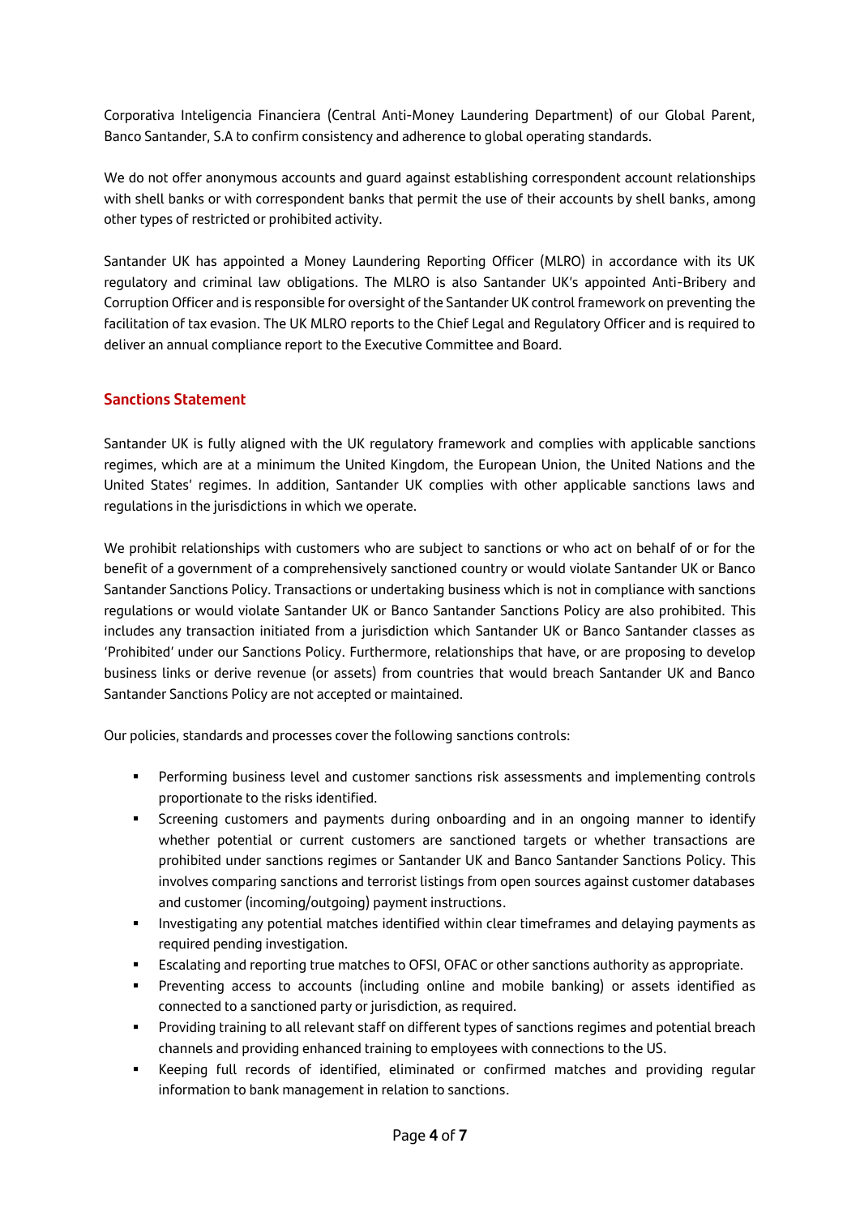Corporativa Inteligencia Financiera (Central Anti-Money Laundering Department) of our Global Parent, Banco Santander, S.A to confirm consistency and adherence to global operating standards.

We do not offer anonymous accounts and guard against establishing correspondent account relationships with shell banks or with correspondent banks that permit the use of their accounts by shell banks, among other types of restricted or prohibited activity.

Santander UK has appointed a Money Laundering Reporting Officer (MLRO) in accordance with its UK regulatory and criminal law obligations. The MLRO is also Santander UK's appointed Anti-Bribery and Corruption Officer and is responsible for oversight of the Santander UK control framework on preventing the facilitation of tax evasion. The UK MLRO reports to the Chief Legal and Regulatory Officer and is required to deliver an annual compliance report to the Executive Committee and Board.

## Sanctions Statement

Santander UK is fully aligned with the UK regulatory framework and complies with applicable sanctions regimes, which are at a minimum the United Kingdom, the European Union, the United Nations and the United States' regimes. In addition, Santander UK complies with other applicable sanctions laws and regulations in the jurisdictions in which we operate.

We prohibit relationships with customers who are subject to sanctions or who act on behalf of or for the benefit of a government of a comprehensively sanctioned country or would violate Santander UK or Banco Santander Sanctions Policy. Transactions or undertaking business which is not in compliance with sanctions regulations or would violate Santander UK or Banco Santander Sanctions Policy are also prohibited. This includes any transaction initiated from a jurisdiction which Santander UK or Banco Santander classes as 'Prohibited' under our Sanctions Policy. Furthermore, relationships that have, or are proposing to develop business links or derive revenue (or assets) from countries that would breach Santander UK and Banco Santander Sanctions Policy are not accepted or maintained.

Our policies, standards and processes cover the following sanctions controls:

- Performing business level and customer sanctions risk assessments and implementing controls proportionate to the risks identified.
- Screening customers and payments during onboarding and in an ongoing manner to identify whether potential or current customers are sanctioned targets or whether transactions are prohibited under sanctions regimes or Santander UK and Banco Santander Sanctions Policy. This involves comparing sanctions and terrorist listings from open sources against customer databases and customer (incoming/outgoing) payment instructions.
- Investigating any potential matches identified within clear timeframes and delaying payments as required pending investigation.
- Escalating and reporting true matches to OFSI, OFAC or other sanctions authority as appropriate.
- Preventing access to accounts (including online and mobile banking) or assets identified as connected to a sanctioned party or jurisdiction, as required.
- Providing training to all relevant staff on different types of sanctions regimes and potential breach channels and providing enhanced training to employees with connections to the US.
- Keeping full records of identified, eliminated or confirmed matches and providing regular information to bank management in relation to sanctions.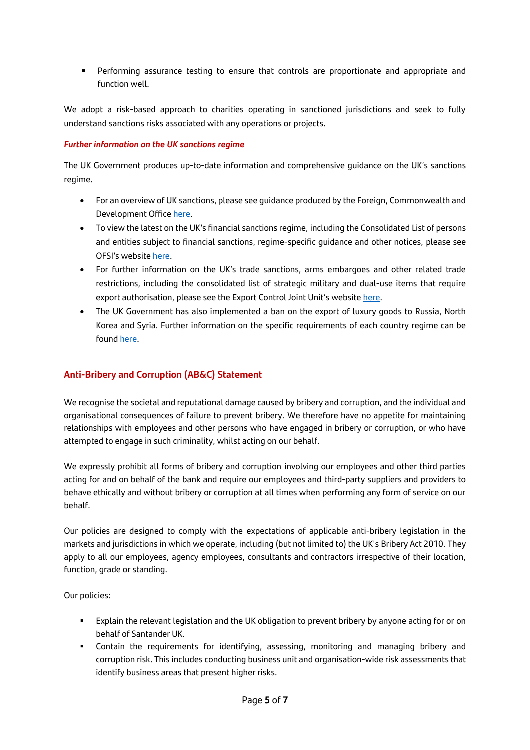- Performing assurance testing to ensure that controls are proportionate and appropriate and function well.

We adopt a risk-based approach to charities operating in sanctioned jurisdictions and seek to fully understand sanctions risks associated with any operations or projects.

### *Further information on the UK sanctions regime*

The UK Government produces up-to-date information and comprehensive guidance on the UK's sanctions regime.

- For an overview of UK sanctions, please see guidance produced by the Foreign, Commonwealth and Development Office here.
- To view the latest on the UK's financial sanctions regime, including the Consolidated List of persons and entities subject to financial sanctions, regime-specific guidance and other notices, please see OFSI's website here.
- For further information on the UK's trade sanctions, arms embargoes and other related trade restrictions, including the consolidated list of strategic military and dual-use items that require export authorisation, please see the Export Control Joint Unit's website here.
- The UK Government has also implemented a ban on the export of luxury goods to Russia, North Korea and Syria. Further information on the specific requirements of each country regime can be found here.

## Anti-Bribery and Corruption (AB&C) Statement

We recognise the societal and reputational damage caused by bribery and corruption, and the individual and organisational consequences of failure to prevent bribery. We therefore have no appetite for maintaining relationships with employees and other persons who have engaged in bribery or corruption, or who have attempted to engage in such criminality, whilst acting on our behalf.

We expressly prohibit all forms of bribery and corruption involving our employees and other third parties acting for and on behalf of the bank and require our employees and third-party suppliers and providers to behave ethically and without bribery or corruption at all times when performing any form of service on our behalf.

Our policies are designed to comply with the expectations of applicable anti-bribery legislation in the markets and jurisdictions in which we operate, including (but not limited to) the UK's Bribery Act 2010. They apply to all our employees, agency employees, consultants and contractors irrespective of their location, function, grade or standing.

Our policies:

- Explain the relevant legislation and the UK obligation to prevent bribery by anyone acting for or on behalf of Santander UK.
- Contain the requirements for identifying, assessing, monitoring and managing bribery and corruption risk. This includes conducting business unit and organisation-wide risk assessments that identify business areas that present higher risks.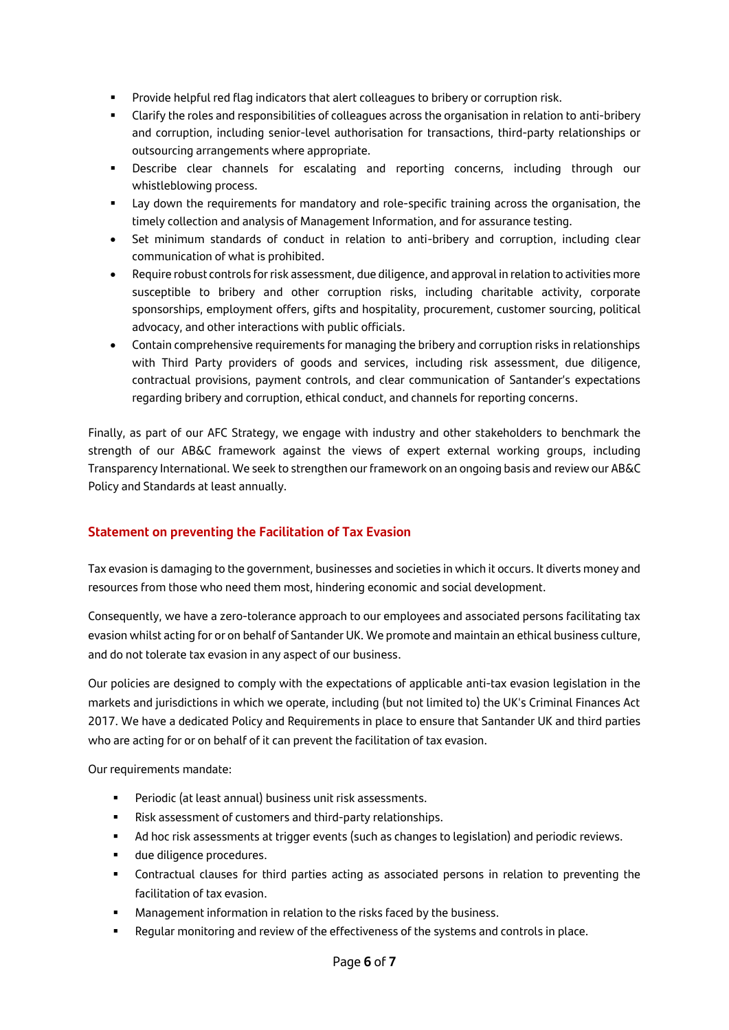- Provide helpful red flag indicators that alert colleagues to bribery or corruption risk.
- Clarify the roles and responsibilities of colleagues across the organisation in relation to anti-bribery and corruption, including senior-level authorisation for transactions, third-party relationships or outsourcing arrangements where appropriate.
- Describe clear channels for escalating and reporting concerns, including through our whistleblowing process.
- Lay down the requirements for mandatory and role-specific training across the organisation, the timely collection and analysis of Management Information, and for assurance testing.
- Set minimum standards of conduct in relation to anti-bribery and corruption, including clear communication of what is prohibited.
- Require robust controls for risk assessment, due diligence, and approval in relation to activities more susceptible to bribery and other corruption risks, including charitable activity, corporate sponsorships, employment offers, gifts and hospitality, procurement, customer sourcing, political advocacy, and other interactions with public officials.
- Contain comprehensive requirements for managing the bribery and corruption risks in relationships with Third Party providers of goods and services, including risk assessment, due diligence, contractual provisions, payment controls, and clear communication of Santander's expectations regarding bribery and corruption, ethical conduct, and channels for reporting concerns.

Finally, as part of our AFC Strategy, we engage with industry and other stakeholders to benchmark the strength of our AB&C framework against the views of expert external working groups, including Transparency International. We seek to strengthen our framework on an ongoing basis and review our AB&C Policy and Standards at least annually.

## Statement on preventing the Facilitation of Tax Evasion

Tax evasion is damaging to the government, businesses and societies in which it occurs. It diverts money and resources from those who need them most, hindering economic and social development.

Consequently, we have a zero-tolerance approach to our employees and associated persons facilitating tax evasion whilst acting for or on behalf of Santander UK. We promote and maintain an ethical business culture, and do not tolerate tax evasion in any aspect of our business.

Our policies are designed to comply with the expectations of applicable anti-tax evasion legislation in the markets and jurisdictions in which we operate, including (but not limited to) the UK's Criminal Finances Act 2017. We have a dedicated Policy and Requirements in place to ensure that Santander UK and third parties who are acting for or on behalf of it can prevent the facilitation of tax evasion.

Our requirements mandate:

- Periodic (at least annual) business unit risk assessments.
- Risk assessment of customers and third-party relationships.
- Ad hoc risk assessments at trigger events (such as changes to legislation) and periodic reviews.
- due diligence procedures.
- Contractual clauses for third parties acting as associated persons in relation to preventing the facilitation of tax evasion.
- Management information in relation to the risks faced by the business.
- Regular monitoring and review of the effectiveness of the systems and controls in place.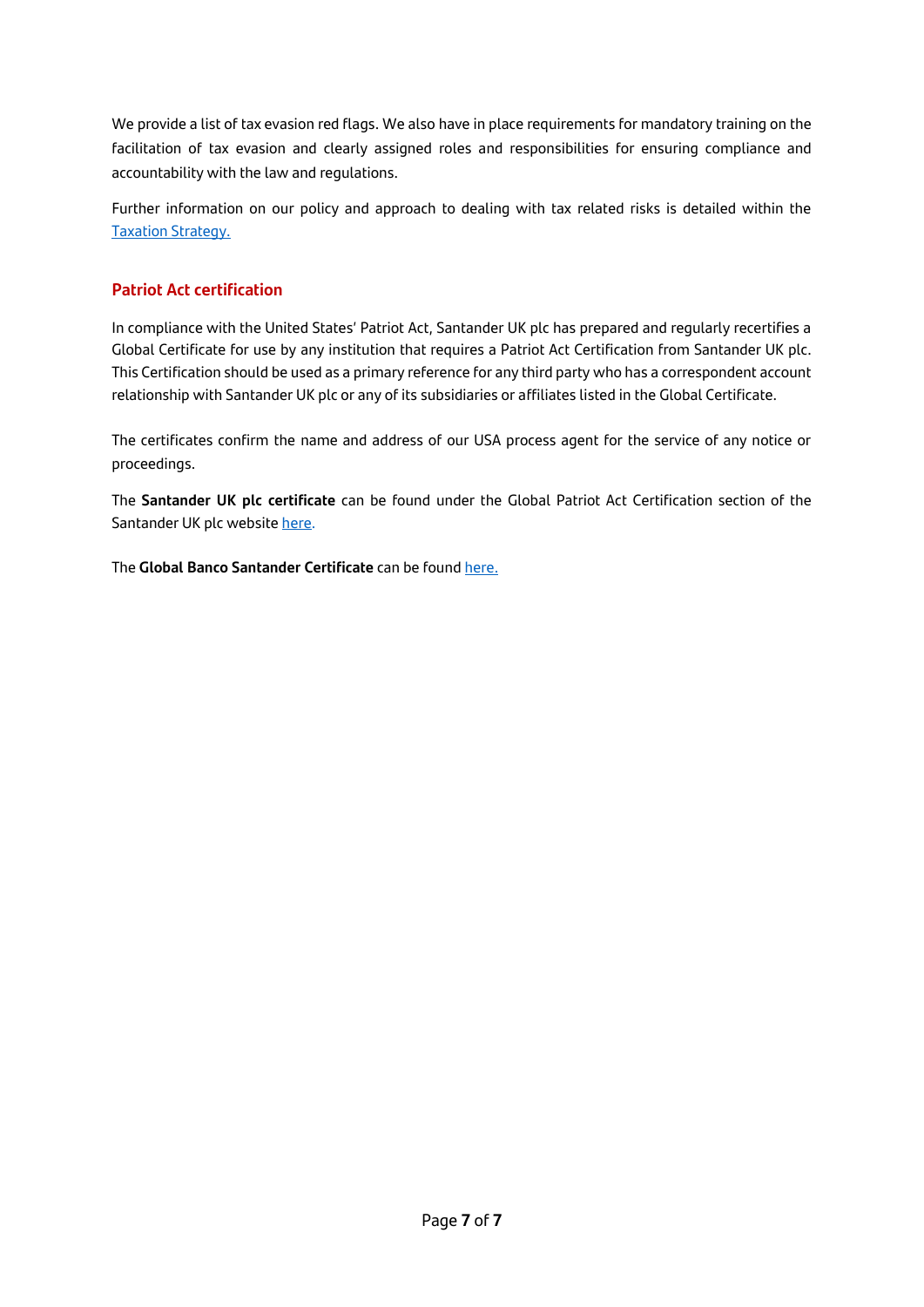We provide a list of tax evasion red flags. We also have in place requirements for mandatory training on the facilitation of tax evasion and clearly assigned roles and responsibilities for ensuring compliance and accountability with the law and regulations.

Further information on our policy and approach to dealing with tax related risks is detailed within the Taxation Strategy.

## Patriot Act certification

In compliance with the United States' Patriot Act, Santander UK plc has prepared and regularly recertifies a Global Certificate for use by any institution that requires a Patriot Act Certification from Santander UK plc. This Certification should be used as a primary reference for any third party who has a correspondent account relationship with Santander UK plc or any of its subsidiaries or affiliates listed in the Global Certificate.

The certificates confirm the name and address of our USA process agent for the service of any notice or proceedings.

The **Santander UK plc certificate** can be found under the Global Patriot Act Certification section of the Santander UK plc website here.

The **Global Banco Santander Certificate** can be found here.